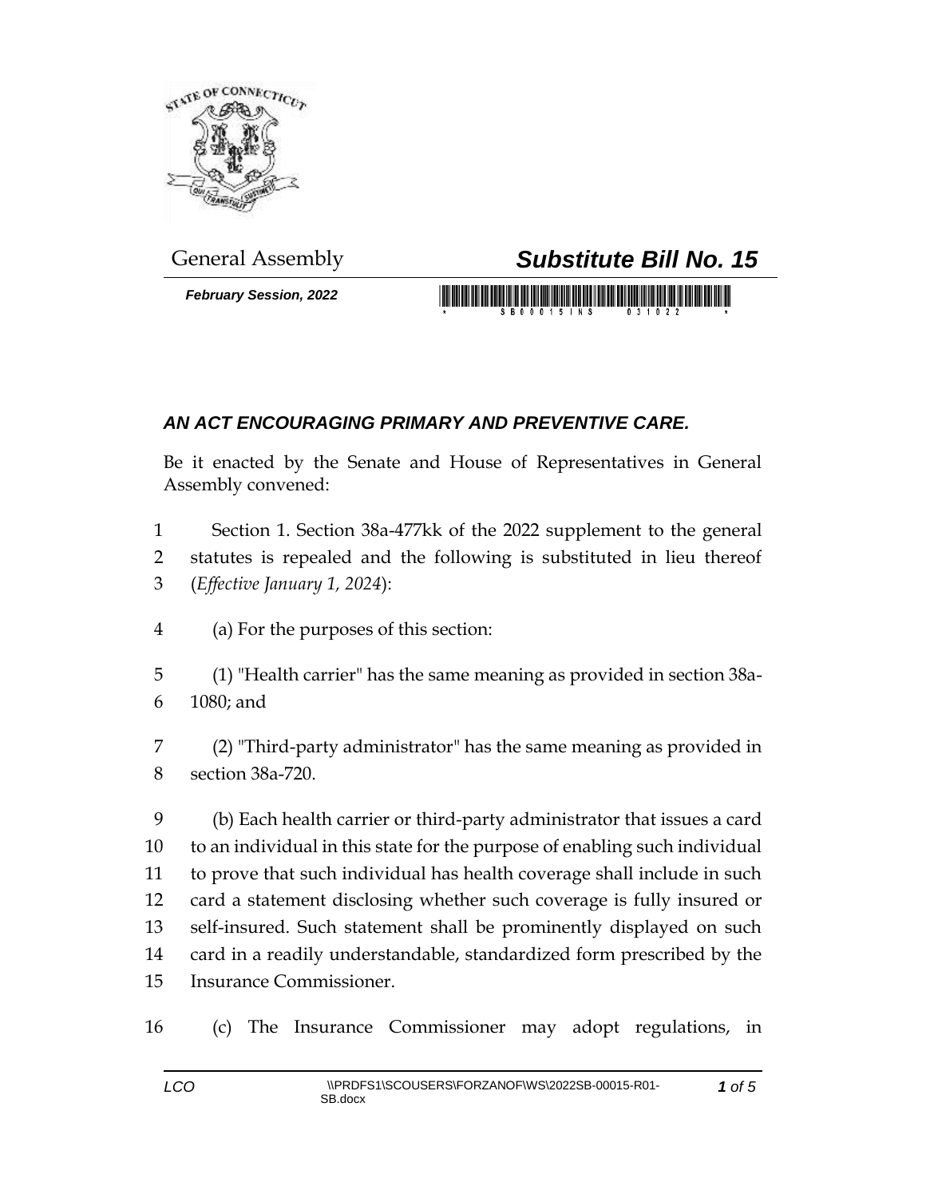General Assembly

# Substitute Bill No. 15

*February Session, 2022*

## *AN ACT ENCOURAGING PRIMARY AND PREVENTIVE CARE.*

Be it enacted by the Senate and House of Representatives in General Assembly convened:

1 Section 1. Section 38a-477kk of the 2022 supplement to the general
2 statutes is repealed and the following is substituted in lieu thereof
3 (*Effective January 1, 2024*):

4 (a) For the purposes of this section:

5 (1) "Health carrier" has the same meaning as provided in section 38a-
6 1080; and

7 (2) "Third-party administrator" has the same meaning as provided in
8 section 38a-720.

9 (b) Each health carrier or third-party administrator that issues a card
10 to an individual in this state for the purpose of enabling such individual
11 to prove that such individual has health coverage shall include in such
12 card a statement disclosing whether such coverage is fully insured or
13 self-insured. Such statement shall be prominently displayed on such
14 card in a readily understandable, standardized form prescribed by the
15 Insurance Commissioner.

16 (c) The Insurance Commissioner may adopt regulations, in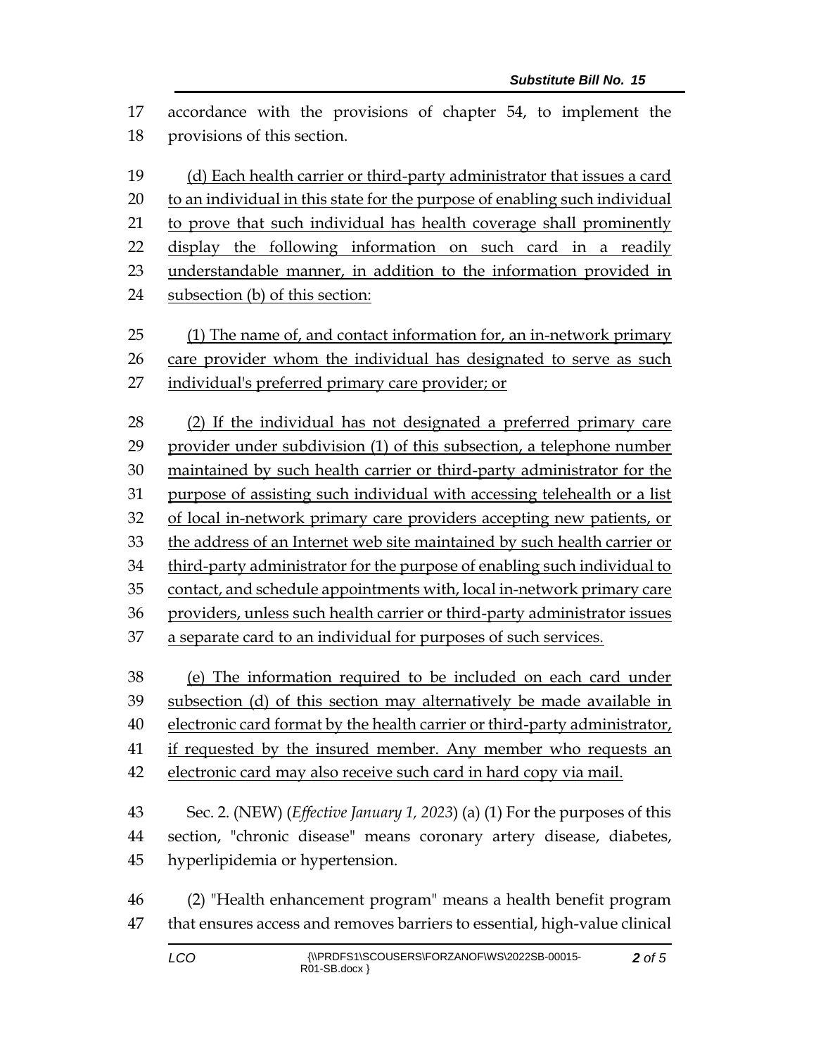accordance with the provisions of chapter 54, to implement the provisions of this section.

(d) Each health carrier or third-party administrator that issues a card to an individual in this state for the purpose of enabling such individual to prove that such individual has health coverage shall prominently display the following information on such card in a readily understandable manner, in addition to the information provided in subsection (b) of this section:

(1) The name of, and contact information for, an in-network primary care provider whom the individual has designated to serve as such individual's preferred primary care provider; or

(2) If the individual has not designated a preferred primary care provider under subdivision (1) of this subsection, a telephone number maintained by such health carrier or third-party administrator for the purpose of assisting such individual with accessing telehealth or a list of local in-network primary care providers accepting new patients, or the address of an Internet web site maintained by such health carrier or third-party administrator for the purpose of enabling such individual to contact, and schedule appointments with, local in-network primary care providers, unless such health carrier or third-party administrator issues a separate card to an individual for purposes of such services.

(e) The information required to be included on each card under subsection (d) of this section may alternatively be made available in electronic card format by the health carrier or third-party administrator, if requested by the insured member. Any member who requests an electronic card may also receive such card in hard copy via mail.

Sec. 2. (NEW) (*Effective January 1, 2023*) (a) (1) For the purposes of this section, "chronic disease" means coronary artery disease, diabetes, hyperlipidemia or hypertension.

(2) "Health enhancement program" means a health benefit program that ensures access and removes barriers to essential, high-value clinical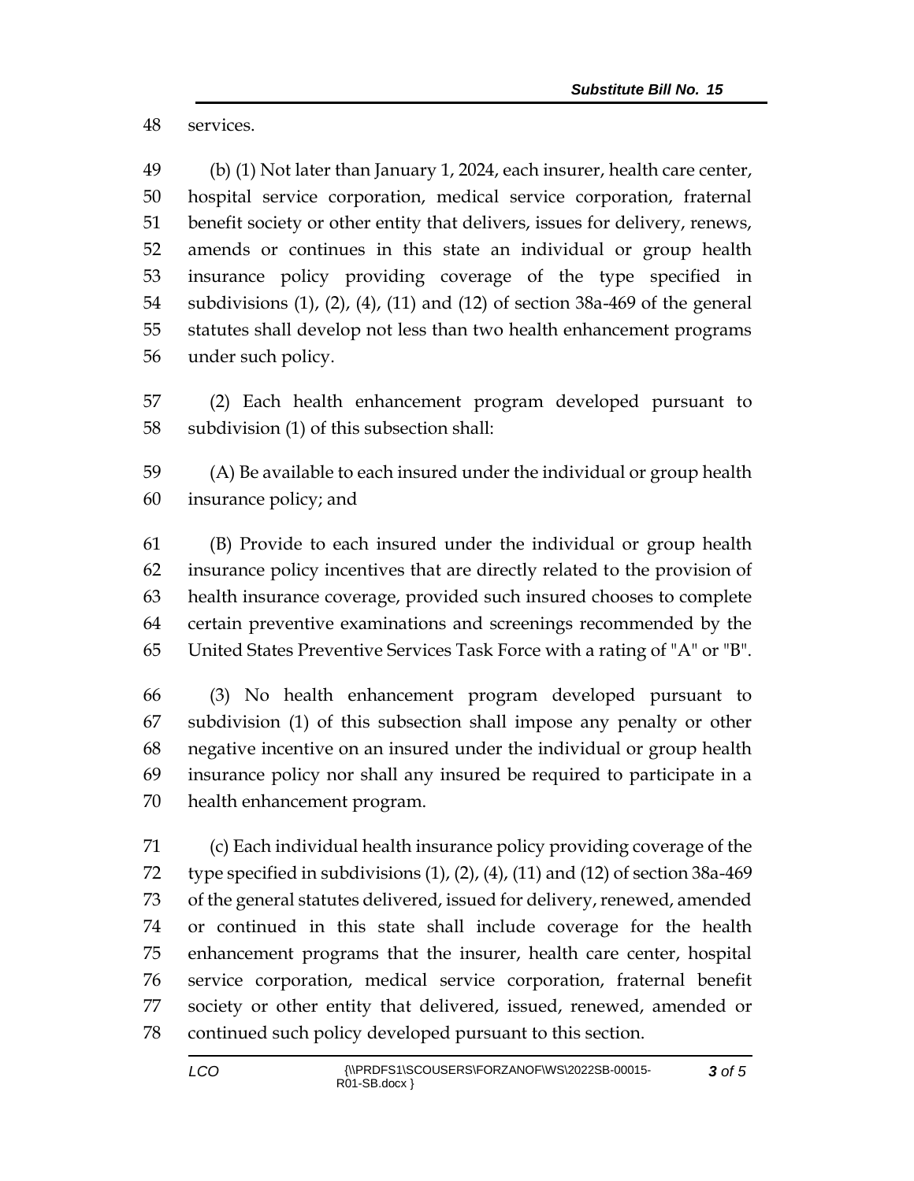services.

(b) (1) Not later than January 1, 2024, each insurer, health care center, hospital service corporation, medical service corporation, fraternal benefit society or other entity that delivers, issues for delivery, renews, amends or continues in this state an individual or group health insurance policy providing coverage of the type specified in subdivisions (1), (2), (4), (11) and (12) of section 38a-469 of the general statutes shall develop not less than two health enhancement programs under such policy.

(2) Each health enhancement program developed pursuant to subdivision (1) of this subsection shall:

(A) Be available to each insured under the individual or group health insurance policy; and

(B) Provide to each insured under the individual or group health insurance policy incentives that are directly related to the provision of health insurance coverage, provided such insured chooses to complete certain preventive examinations and screenings recommended by the United States Preventive Services Task Force with a rating of "A" or "B".

(3) No health enhancement program developed pursuant to subdivision (1) of this subsection shall impose any penalty or other negative incentive on an insured under the individual or group health insurance policy nor shall any insured be required to participate in a health enhancement program.

(c) Each individual health insurance policy providing coverage of the type specified in subdivisions (1), (2), (4), (11) and (12) of section 38a-469 of the general statutes delivered, issued for delivery, renewed, amended or continued in this state shall include coverage for the health enhancement programs that the insurer, health care center, hospital service corporation, medical service corporation, fraternal benefit society or other entity that delivered, issued, renewed, amended or continued such policy developed pursuant to this section.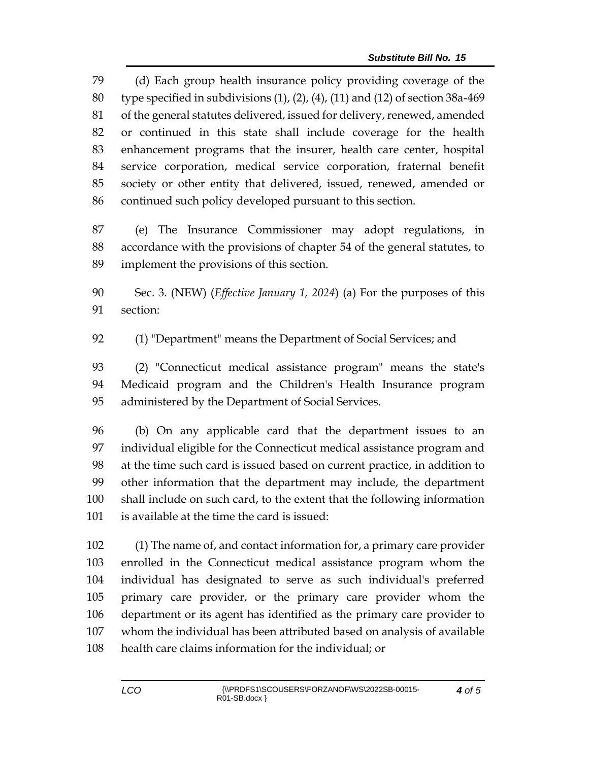(d) Each group health insurance policy providing coverage of the type specified in subdivisions (1), (2), (4), (11) and (12) of section 38a-469 of the general statutes delivered, issued for delivery, renewed, amended or continued in this state shall include coverage for the health enhancement programs that the insurer, health care center, hospital service corporation, medical service corporation, fraternal benefit society or other entity that delivered, issued, renewed, amended or continued such policy developed pursuant to this section.

(e) The Insurance Commissioner may adopt regulations, in accordance with the provisions of chapter 54 of the general statutes, to implement the provisions of this section.

Sec. 3. (NEW) (*Effective January 1, 2024*) (a) For the purposes of this section:

(1) "Department" means the Department of Social Services; and

(2) "Connecticut medical assistance program" means the state's Medicaid program and the Children's Health Insurance program administered by the Department of Social Services.

(b) On any applicable card that the department issues to an individual eligible for the Connecticut medical assistance program and at the time such card is issued based on current practice, in addition to other information that the department may include, the department shall include on such card, to the extent that the following information is available at the time the card is issued:

(1) The name of, and contact information for, a primary care provider enrolled in the Connecticut medical assistance program whom the individual has designated to serve as such individual's preferred primary care provider, or the primary care provider whom the department or its agent has identified as the primary care provider to whom the individual has been attributed based on analysis of available health care claims information for the individual; or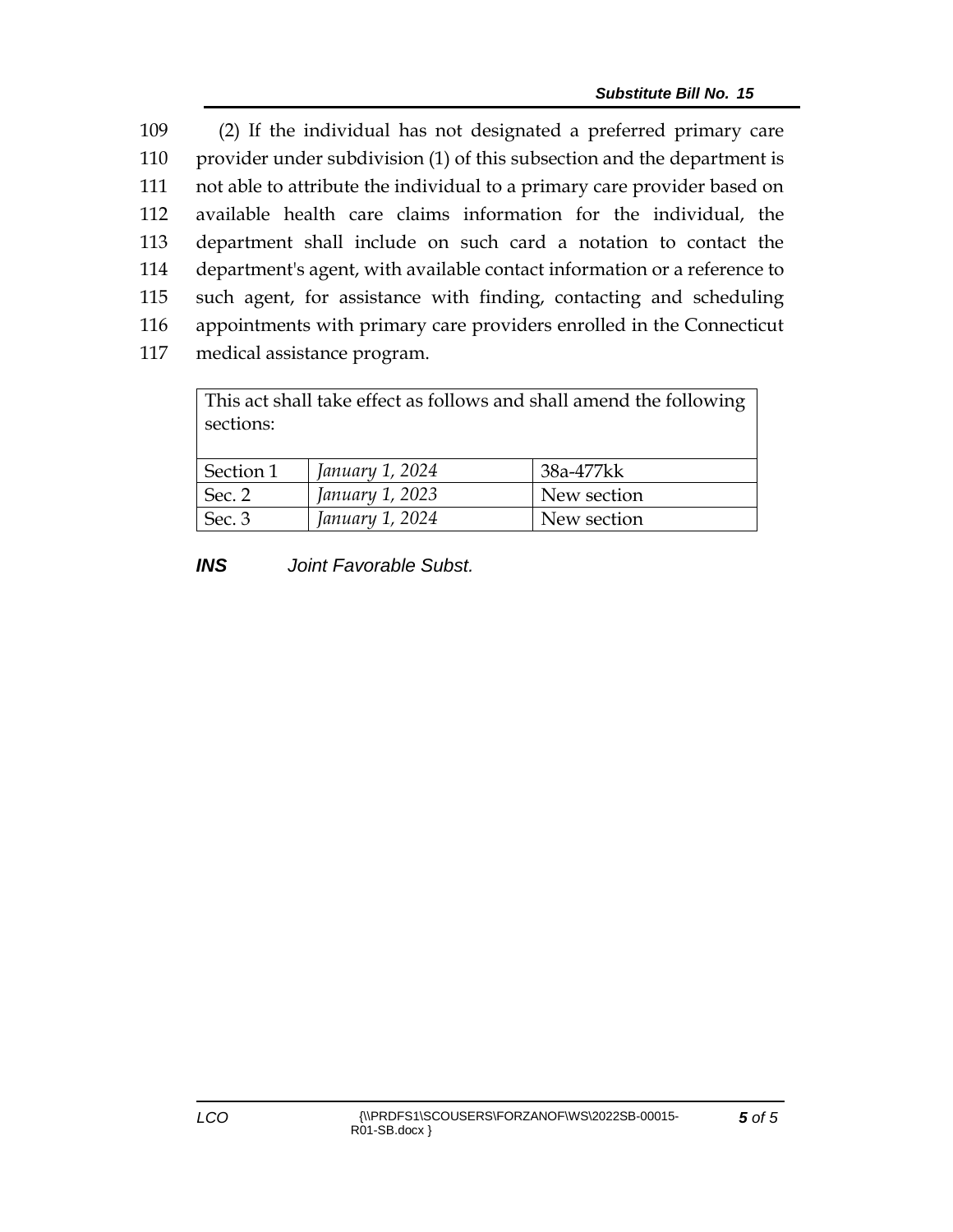109 (2) If the individual has not designated a preferred primary care
110 provider under subdivision (1) of this subsection and the department is
111 not able to attribute the individual to a primary care provider based on
112 available health care claims information for the individual, the
113 department shall include on such card a notation to contact the
114 department's agent, with available contact information or a reference to
115 such agent, for assistance with finding, contacting and scheduling
116 appointments with primary care providers enrolled in the Connecticut
117 medical assistance program.

| This act shall take effect as follows and shall amend the following sections: | | |
|---|---|---|
| Section 1 | *January 1, 2024* | 38a-477kk |
| Sec. 2 | *January 1, 2023* | New section |
| Sec. 3 | *January 1, 2024* | New section |

***INS*** *Joint Favorable Subst.*